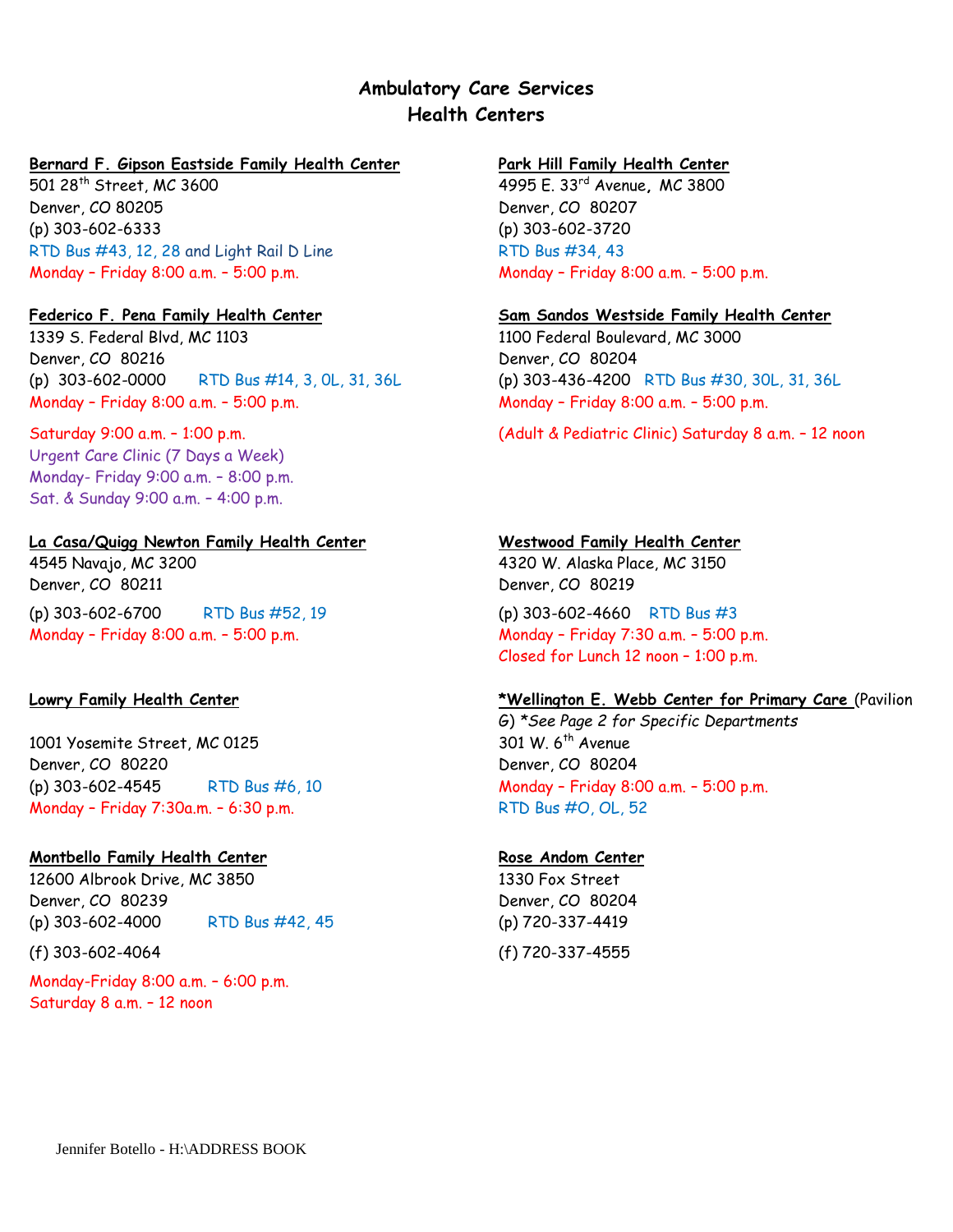# Ambulatory Care Services
## Health Centers

**Bernard F. Gipson Eastside Family Health Center**
501 28th Street, MC 3600
Denver, CO 80205
(p) 303-602-6333
RTD Bus #43, 12, 28 and Light Rail D Line
Monday – Friday 8:00 a.m. – 5:00 p.m.

**Park Hill Family Health Center**
4995 E. 33rd Avenue, MC 3800
Denver, CO 80207
(p) 303-602-3720
RTD Bus #34, 43
Monday – Friday 8:00 a.m. – 5:00 p.m.

**Federico F. Pena Family Health Center**
1339 S. Federal Blvd, MC 1103
Denver, CO 80216
(p) 303-602-0000 RTD Bus #14, 3, 0L, 31, 36L
Monday – Friday 8:00 a.m. – 5:00 p.m.

Saturday 9:00 a.m. – 1:00 p.m.
Urgent Care Clinic (7 Days a Week)
Monday- Friday 9:00 a.m. – 8:00 p.m.
Sat. & Sunday 9:00 a.m. – 4:00 p.m.

**Sam Sandos Westside Family Health Center**
1100 Federal Boulevard, MC 3000
Denver, CO 80204
(p) 303-436-4200 RTD Bus #30, 30L, 31, 36L
Monday – Friday 8:00 a.m. – 5:00 p.m.

(Adult & Pediatric Clinic) Saturday 8 a.m. – 12 noon

**La Casa/Quigg Newton Family Health Center**
4545 Navajo, MC 3200
Denver, CO 80211
(p) 303-602-6700 RTD Bus #52, 19
Monday – Friday 8:00 a.m. – 5:00 p.m.

**Westwood Family Health Center**
4320 W. Alaska Place, MC 3150
Denver, CO 80219
(p) 303-602-4660 RTD Bus #3
Monday – Friday 7:30 a.m. – 5:00 p.m.
Closed for Lunch 12 noon – 1:00 p.m.

**Lowry Family Health Center**

1001 Yosemite Street, MC 0125
Denver, CO 80220
(p) 303-602-4545 RTD Bus #6, 10
Monday – Friday 7:30a.m. – 6:30 p.m.

**\*Wellington E. Webb Center for Primary Care** (Pavilion G) *\*See Page 2 for Specific Departments*
301 W. 6th Avenue
Denver, CO 80204
Monday – Friday 8:00 a.m. – 5:00 p.m.
RTD Bus #O, OL, 52

**Montbello Family Health Center**
12600 Albrook Drive, MC 3850
Denver, CO 80239
(p) 303-602-4000 RTD Bus #42, 45

(f) 303-602-4064

Monday-Friday 8:00 a.m. – 6:00 p.m.
Saturday 8 a.m. – 12 noon

**Rose Andom Center**
1330 Fox Street
Denver, CO 80204
(p) 720-337-4419

(f) 720-337-4555

Jennifer Botello - H:\ADDRESS BOOK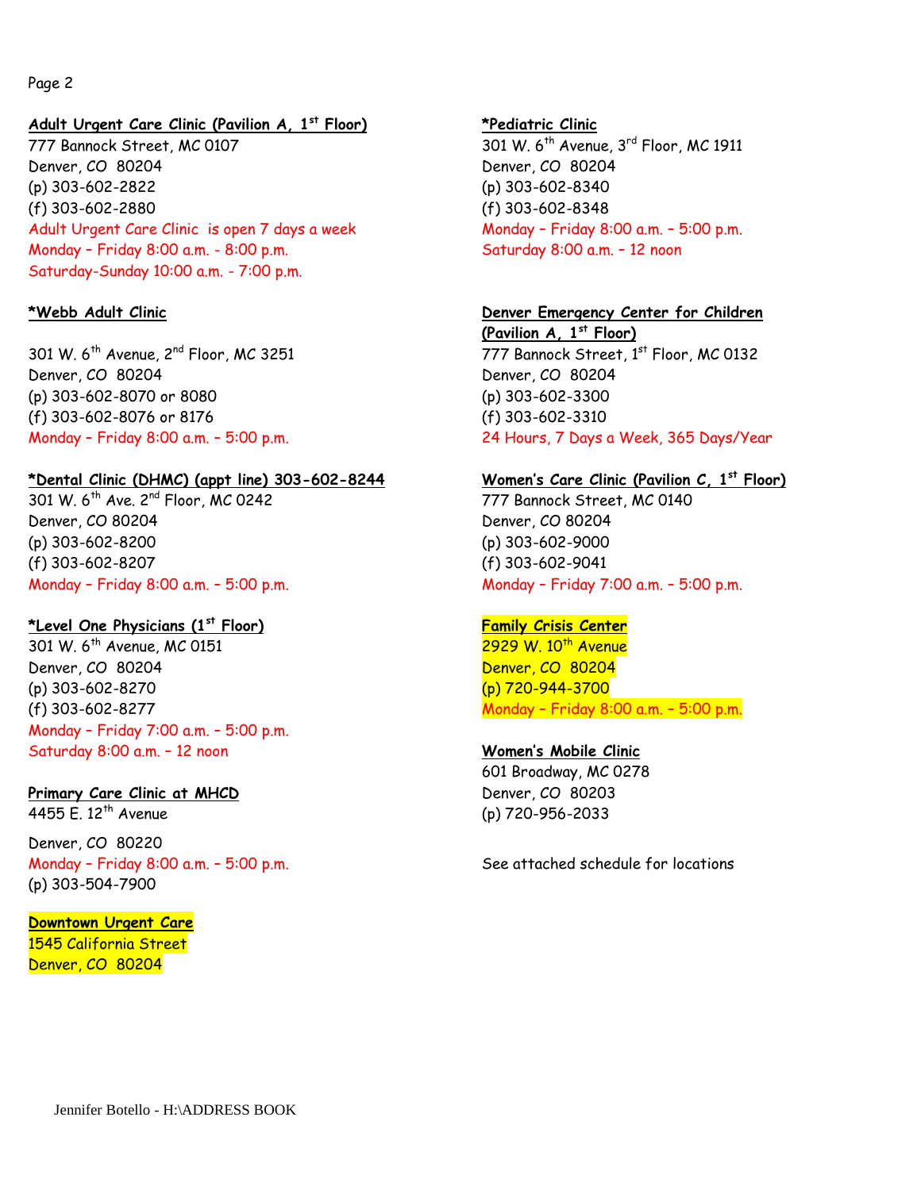**Adult Urgent Care Clinic (Pavilion A, 1st Floor)**
777 Bannock Street, MC 0107
Denver, CO 80204
(p) 303-602-2822
(f) 303-602-2880
Adult Urgent Care Clinic is open 7 days a week
Monday – Friday 8:00 a.m. - 8:00 p.m.
Saturday-Sunday 10:00 a.m. - 7:00 p.m.

**\*Webb Adult Clinic**

301 W. 6th Avenue, 2nd Floor, MC 3251
Denver, CO 80204
(p) 303-602-8070 or 8080
(f) 303-602-8076 or 8176
Monday – Friday 8:00 a.m. – 5:00 p.m.

**\*Dental Clinic (DHMC) (appt line) 303-602-8244**
301 W. 6th Ave. 2nd Floor, MC 0242
Denver, CO 80204
(p) 303-602-8200
(f) 303-602-8207
Monday – Friday 8:00 a.m. – 5:00 p.m.

**\*Level One Physicians (1st Floor)**
301 W. 6th Avenue, MC 0151
Denver, CO 80204
(p) 303-602-8270
(f) 303-602-8277
Monday – Friday 7:00 a.m. – 5:00 p.m.
Saturday 8:00 a.m. – 12 noon

**Primary Care Clinic at MHCD**
4455 E. 12th Avenue

Denver, CO 80220
Monday – Friday 8:00 a.m. – 5:00 p.m.
(p) 303-504-7900

**Downtown Urgent Care**
1545 California Street
Denver, CO 80204

**\*Pediatric Clinic**
301 W. 6th Avenue, 3rd Floor, MC 1911
Denver, CO 80204
(p) 303-602-8340
(f) 303-602-8348
Monday – Friday 8:00 a.m. – 5:00 p.m.
Saturday 8:00 a.m. – 12 noon

**Denver Emergency Center for Children (Pavilion A, 1st Floor)**
777 Bannock Street, 1st Floor, MC 0132
Denver, CO 80204
(p) 303-602-3300
(f) 303-602-3310
24 Hours, 7 Days a Week, 365 Days/Year

**Women's Care Clinic (Pavilion C, 1st Floor)**
777 Bannock Street, MC 0140
Denver, CO 80204
(p) 303-602-9000
(f) 303-602-9041
Monday – Friday 7:00 a.m. – 5:00 p.m.

**Family Crisis Center**
2929 W. 10th Avenue
Denver, CO 80204
(p) 720-944-3700
Monday – Friday 8:00 a.m. – 5:00 p.m.

**Women's Mobile Clinic**
601 Broadway, MC 0278
Denver, CO 80203
(p) 720-956-2033

See attached schedule for locations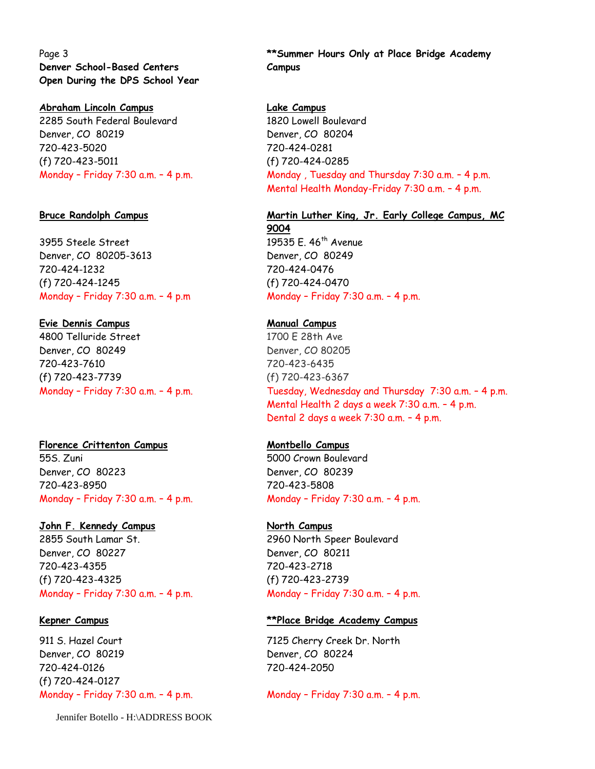**Denver School-Based Centers Open During the DPS School Year**

**\*\*Summer Hours Only at Place Bridge Academy Campus**

**Abraham Lincoln Campus**
2285 South Federal Boulevard
Denver, CO 80219
720-423-5020
(f) 720-423-5011
Monday – Friday 7:30 a.m. – 4 p.m.

**Bruce Randolph Campus**

3955 Steele Street
Denver, CO 80205-3613
720-424-1232
(f) 720-424-1245
Monday – Friday 7:30 a.m. – 4 p.m

**Evie Dennis Campus**
4800 Telluride Street
Denver, CO 80249
720-423-7610
(f) 720-423-7739
Monday – Friday 7:30 a.m. – 4 p.m.

**Florence Crittenton Campus**
55S. Zuni
Denver, CO 80223
720-423-8950
Monday – Friday 7:30 a.m. – 4 p.m.

**John F. Kennedy Campus**
2855 South Lamar St.
Denver, CO 80227
720-423-4355
(f) 720-423-4325
Monday – Friday 7:30 a.m. – 4 p.m.

**Kepner Campus**

911 S. Hazel Court
Denver, CO 80219
720-424-0126
(f) 720-424-0127
Monday – Friday 7:30 a.m. – 4 p.m.

**Lake Campus**
1820 Lowell Boulevard
Denver, CO 80204
720-424-0281
(f) 720-424-0285
Monday , Tuesday and Thursday 7:30 a.m. – 4 p.m.
Mental Health Monday-Friday 7:30 a.m. – 4 p.m.

**Martin Luther King, Jr. Early College Campus, MC 9004**
19535 E. 46th Avenue
Denver, CO 80249
720-424-0476
(f) 720-424-0470
Monday – Friday 7:30 a.m. – 4 p.m.

**Manual Campus**
1700 E 28th Ave
Denver, CO 80205
720-423-6435
(f) 720-423-6367
Tuesday, Wednesday and Thursday 7:30 a.m. – 4 p.m.
Mental Health 2 days a week 7:30 a.m. – 4 p.m.
Dental 2 days a week 7:30 a.m. – 4 p.m.

**Montbello Campus**
5000 Crown Boulevard
Denver, CO 80239
720-423-5808
Monday – Friday 7:30 a.m. – 4 p.m.

**North Campus**
2960 North Speer Boulevard
Denver, CO 80211
720-423-2718
(f) 720-423-2739
Monday – Friday 7:30 a.m. – 4 p.m.

**\*\*Place Bridge Academy Campus**

7125 Cherry Creek Dr. North
Denver, CO 80224
720-424-2050

Monday – Friday 7:30 a.m. – 4 p.m.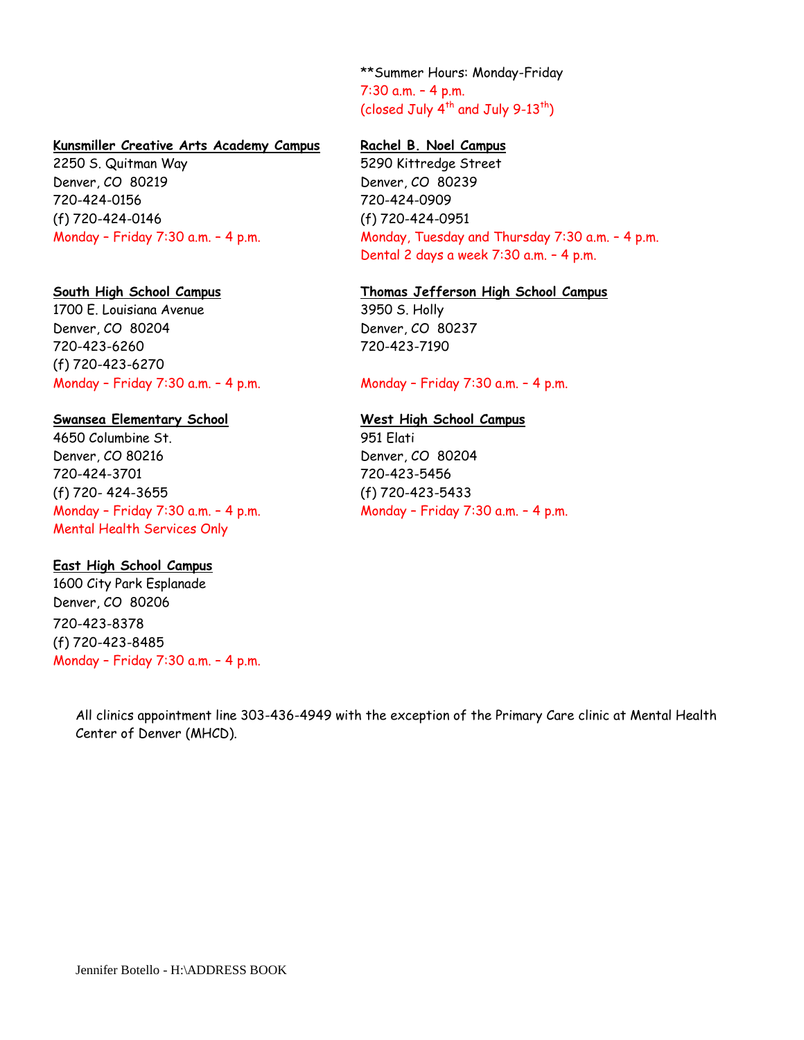**Summer Hours: Monday-Friday
7:30 a.m. – 4 p.m.
(closed July 4th and July 9-13th)

**Kunsmiller Creative Arts Academy Campus**
2250 S. Quitman Way
Denver, CO 80219
720-424-0156
(f) 720-424-0146
Monday – Friday 7:30 a.m. – 4 p.m.

**South High School Campus**
1700 E. Louisiana Avenue
Denver, CO 80204
720-423-6260
(f) 720-423-6270
Monday – Friday 7:30 a.m. – 4 p.m.

**Swansea Elementary School**
4650 Columbine St.
Denver, CO 80216
720-424-3701
(f) 720- 424-3655
Monday – Friday 7:30 a.m. – 4 p.m.
Mental Health Services Only

**East High School Campus**
1600 City Park Esplanade
Denver, CO 80206
720-423-8378
(f) 720-423-8485
Monday – Friday 7:30 a.m. – 4 p.m.

**Rachel B. Noel Campus**
5290 Kittredge Street
Denver, CO 80239
720-424-0909
(f) 720-424-0951
Monday, Tuesday and Thursday 7:30 a.m. – 4 p.m.
Dental 2 days a week 7:30 a.m. – 4 p.m.

**Thomas Jefferson High School Campus**
3950 S. Holly
Denver, CO 80237
720-423-7190
Monday – Friday 7:30 a.m. – 4 p.m.

**West High School Campus**
951 Elati
Denver, CO 80204
720-423-5456
(f) 720-423-5433
Monday – Friday 7:30 a.m. – 4 p.m.

All clinics appointment line 303-436-4949 with the exception of the Primary Care clinic at Mental Health Center of Denver (MHCD).

Jennifer Botello - H:\ADDRESS BOOK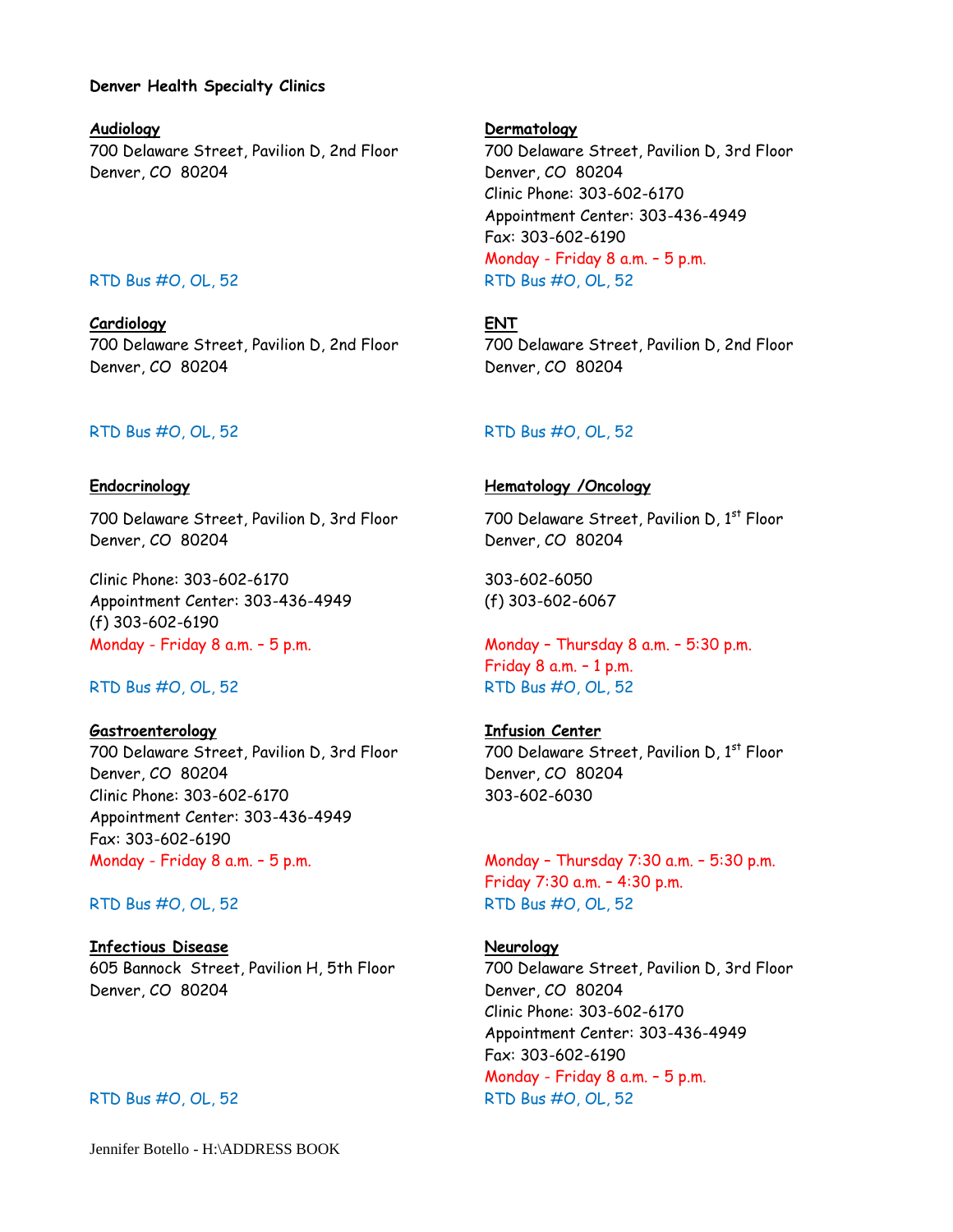**Denver Health Specialty Clinics**

**Audiology**
700 Delaware Street, Pavilion D, 2nd Floor
Denver, CO 80204

RTD Bus #O, OL, 52

**Dermatology**
700 Delaware Street, Pavilion D, 3rd Floor
Denver, CO 80204
Clinic Phone: 303-602-6170
Appointment Center: 303-436-4949
Fax: 303-602-6190
Monday - Friday 8 a.m. – 5 p.m.
RTD Bus #O, OL, 52

**Cardiology**
700 Delaware Street, Pavilion D, 2nd Floor
Denver, CO 80204

RTD Bus #O, OL, 52

**ENT**
700 Delaware Street, Pavilion D, 2nd Floor
Denver, CO 80204

RTD Bus #O, OL, 52

**Endocrinology**

700 Delaware Street, Pavilion D, 3rd Floor
Denver, CO 80204

Clinic Phone: 303-602-6170
Appointment Center: 303-436-4949
(f) 303-602-6190
Monday - Friday 8 a.m. – 5 p.m.

RTD Bus #O, OL, 52

**Hematology /Oncology**

700 Delaware Street, Pavilion D, 1st Floor
Denver, CO 80204

303-602-6050
(f) 303-602-6067

Monday – Thursday 8 a.m. – 5:30 p.m.
Friday 8 a.m. - 1 p.m.
RTD Bus #O, OL, 52

**Gastroenterology**
700 Delaware Street, Pavilion D, 3rd Floor
Denver, CO 80204
Clinic Phone: 303-602-6170
Appointment Center: 303-436-4949
Fax: 303-602-6190
Monday - Friday 8 a.m. – 5 p.m.

RTD Bus #O, OL, 52

**Infusion Center**
700 Delaware Street, Pavilion D, 1st Floor
Denver, CO 80204
303-602-6030

Monday – Thursday 7:30 a.m. – 5:30 p.m.
Friday 7:30 a.m. – 4:30 p.m.
RTD Bus #O, OL, 52

**Infectious Disease**
605 Bannock Street, Pavilion H, 5th Floor
Denver, CO 80204

RTD Bus #O, OL, 52

**Neurology**
700 Delaware Street, Pavilion D, 3rd Floor
Denver, CO 80204
Clinic Phone: 303-602-6170
Appointment Center: 303-436-4949
Fax: 303-602-6190
Monday - Friday 8 a.m. – 5 p.m.
RTD Bus #O, OL, 52

Jennifer Botello - H:\ADDRESS BOOK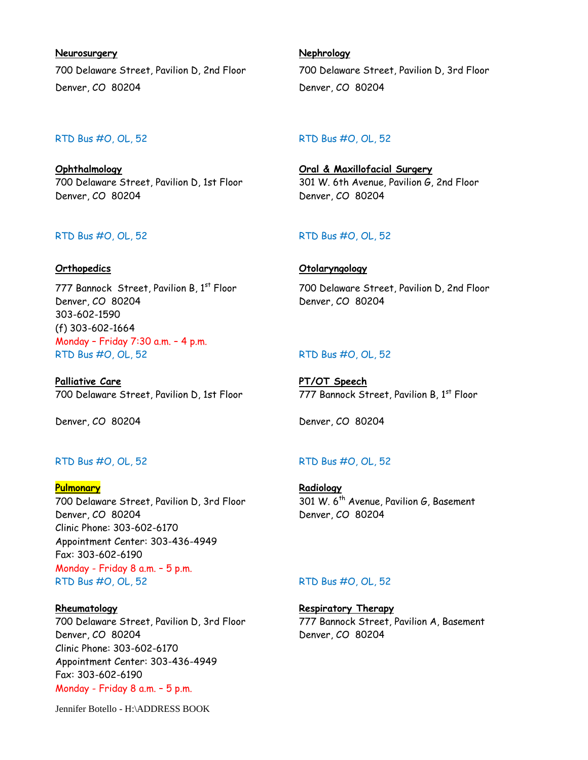**Neurosurgery**

700 Delaware Street, Pavilion D, 2nd Floor
Denver, CO 80204

RTD Bus #O, OL, 52

**Nephrology**

700 Delaware Street, Pavilion D, 3rd Floor
Denver, CO 80204

RTD Bus #O, OL, 52

**Ophthalmology**

700 Delaware Street, Pavilion D, 1st Floor
Denver, CO 80204

RTD Bus #O, OL, 52

**Oral & Maxillofacial Surgery**

301 W. 6th Avenue, Pavilion G, 2nd Floor
Denver, CO 80204

RTD Bus #O, OL, 52

**Orthopedics**

777 Bannock Street, Pavilion B, 1st Floor
Denver, CO 80204
303-602-1590
(f) 303-602-1664
Monday – Friday 7:30 a.m. – 4 p.m.
RTD Bus #O, OL, 52

**Otolaryngology**

700 Delaware Street, Pavilion D, 2nd Floor
Denver, CO 80204

RTD Bus #O, OL, 52

**Palliative Care**

700 Delaware Street, Pavilion D, 1st Floor

Denver, CO 80204

RTD Bus #O, OL, 52

**PT/OT Speech**

777 Bannock Street, Pavilion B, 1st Floor

Denver, CO 80204

RTD Bus #O, OL, 52

**Pulmonary**

700 Delaware Street, Pavilion D, 3rd Floor
Denver, CO 80204
Clinic Phone: 303-602-6170
Appointment Center: 303-436-4949
Fax: 303-602-6190
Monday - Friday 8 a.m. – 5 p.m.
RTD Bus #O, OL, 52

**Radiology**

301 W. 6th Avenue, Pavilion G, Basement
Denver, CO 80204

RTD Bus #O, OL, 52

**Rheumatology**

700 Delaware Street, Pavilion D, 3rd Floor
Denver, CO 80204
Clinic Phone: 303-602-6170
Appointment Center: 303-436-4949
Fax: 303-602-6190
Monday - Friday 8 a.m. – 5 p.m.

**Respiratory Therapy**

777 Bannock Street, Pavilion A, Basement
Denver, CO 80204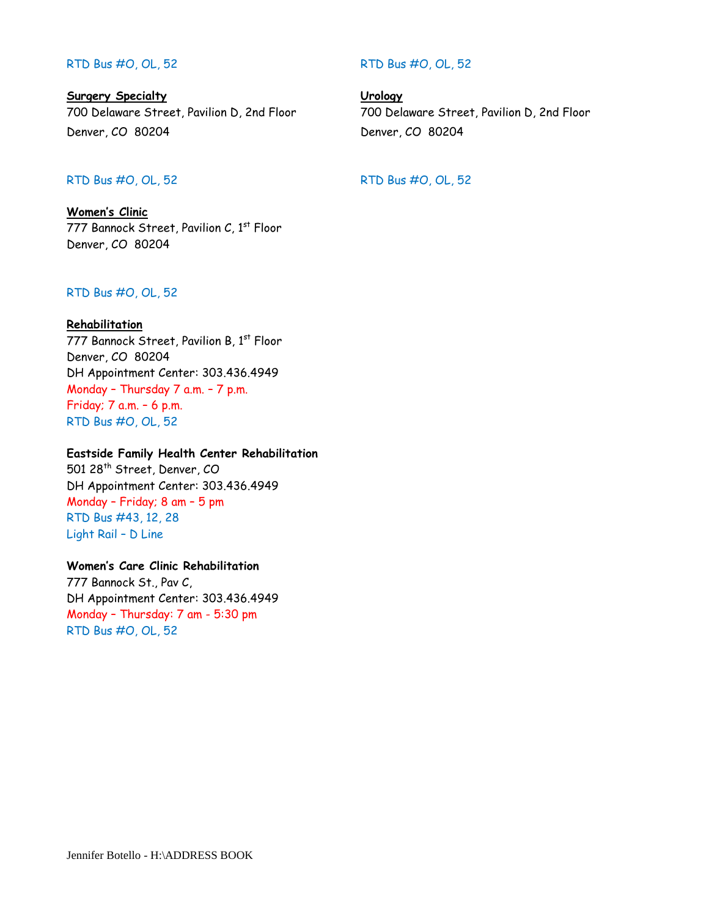RTD Bus #O, OL, 52

**Surgery Specialty**
700 Delaware Street, Pavilion D, 2nd Floor
Denver, CO 80204

RTD Bus #O, OL, 52

**Women's Clinic**
777 Bannock Street, Pavilion C, 1st Floor
Denver, CO 80204

RTD Bus #O, OL, 52

**Rehabilitation**
777 Bannock Street, Pavilion B, 1st Floor
Denver, CO 80204
DH Appointment Center: 303.436.4949
Monday – Thursday 7 a.m. – 7 p.m.
Friday; 7 a.m. – 6 p.m.
RTD Bus #O, OL, 52

**Eastside Family Health Center Rehabilitation**
501 28th Street, Denver, CO
DH Appointment Center: 303.436.4949
Monday – Friday; 8 am – 5 pm
RTD Bus #43, 12, 28
Light Rail – D Line

**Women's Care Clinic Rehabilitation**
777 Bannock St., Pav C,
DH Appointment Center: 303.436.4949
Monday – Thursday: 7 am - 5:30 pm
RTD Bus #O, OL, 52

RTD Bus #O, OL, 52

**Urology**
700 Delaware Street, Pavilion D, 2nd Floor
Denver, CO 80204

RTD Bus #O, OL, 52